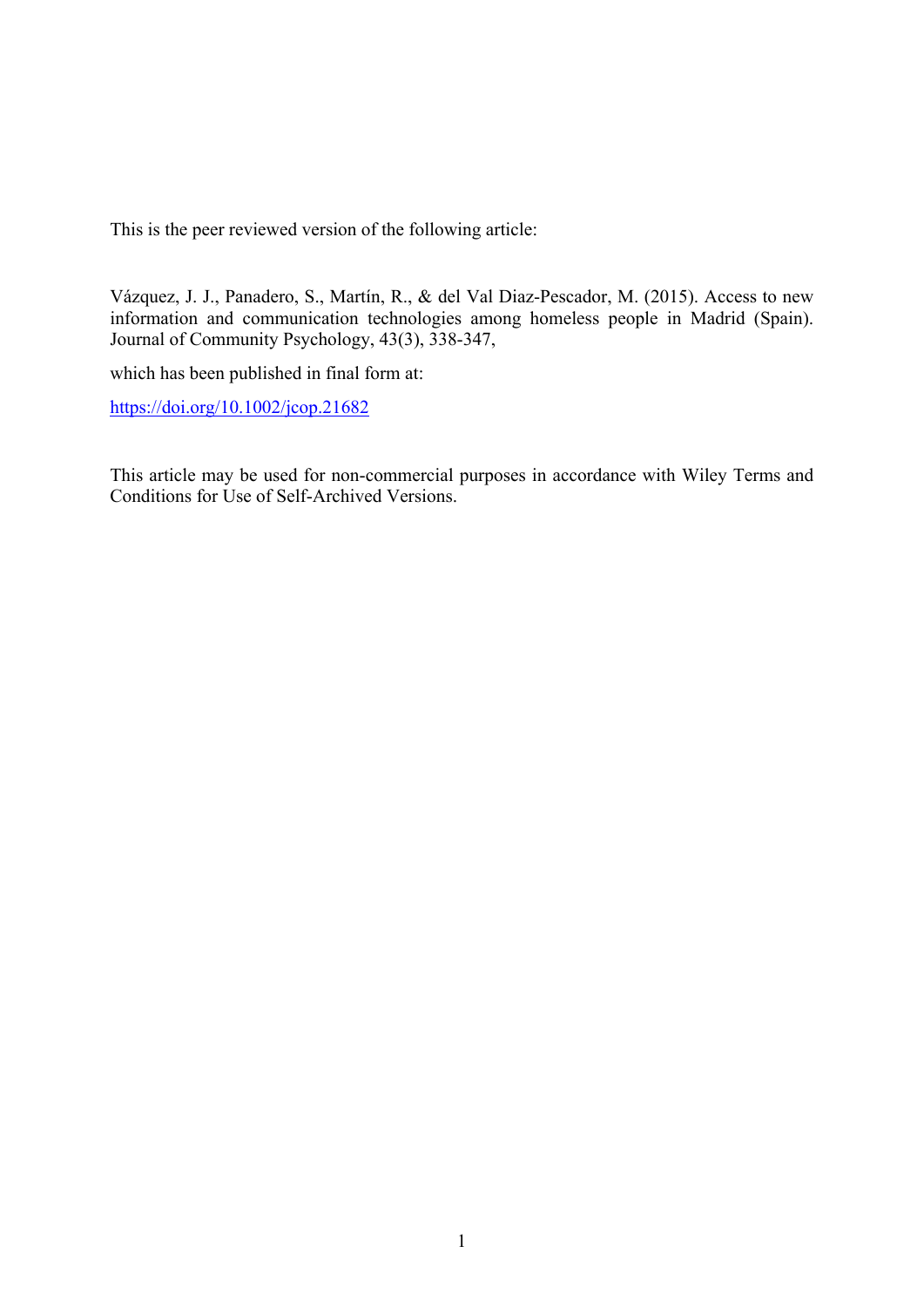This is the peer reviewed version of the following article:

Vázquez, J. J., Panadero, S., Martín, R., & del Val Diaz-Pescador, M. (2015). Access to new information and communication technologies among homeless people in Madrid (Spain). Journal of Community Psychology, 43(3), 338-347,

which has been published in final form at:

https://doi.org/10.1002/jcop.21682

This article may be used for non-commercial purposes in accordance with Wiley Terms and Conditions for Use of Self-Archived Versions.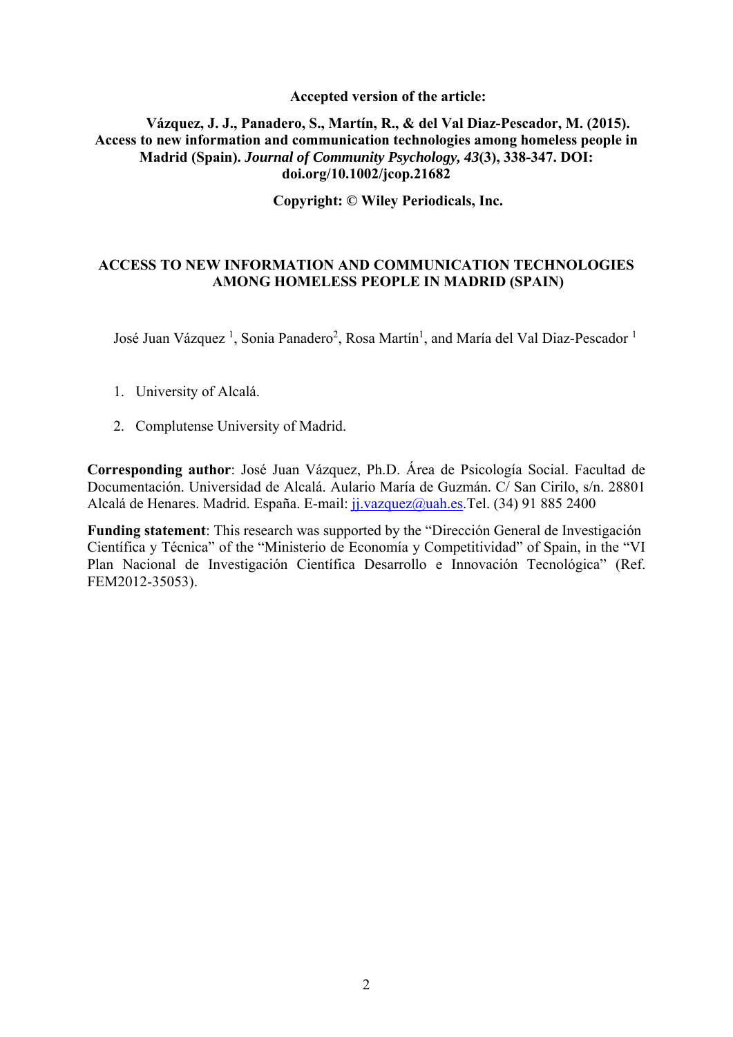**Accepted version of the article:**

**Vázquez, J. J., Panadero, S., Martín, R., & del Val Diaz-Pescador, M. (2015). Access to new information and communication technologies among homeless people in Madrid (Spain). *Journal of Community Psychology, 43*(3), 338-347. DOI: doi.org/10.1002/jcop.21682**

**Copyright: © Wiley Periodicals, Inc.**

# ACCESS TO NEW INFORMATION AND COMMUNICATION TECHNOLOGIES AMONG HOMELESS PEOPLE IN MADRID (SPAIN)

José Juan Vázquez [1], Sonia Panadero[2], Rosa Martín[1], and María del Val Diaz-Pescador [1]

1. University of Alcalá.
2. Complutense University of Madrid.

**Corresponding author**: José Juan Vázquez, Ph.D. Área de Psicología Social. Facultad de Documentación. Universidad de Alcalá. Aulario María de Guzmán. C/ San Cirilo, s/n. 28801 Alcalá de Henares. Madrid. España. E-mail: jj.vazquez@uah.es.Tel. (34) 91 885 2400

**Funding statement**: This research was supported by the "Dirección General de Investigación Científica y Técnica" of the "Ministerio de Economía y Competitividad" of Spain, in the "VI Plan Nacional de Investigación Científica Desarrollo e Innovación Tecnológica" (Ref. FEM2012-35053).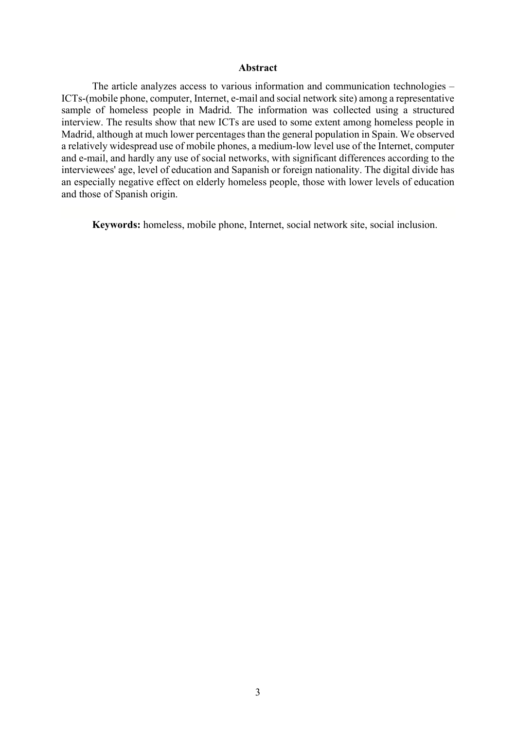**Abstract**

The article analyzes access to various information and communication technologies –ICTs-(mobile phone, computer, Internet, e-mail and social network site) among a representative sample of homeless people in Madrid. The information was collected using a structured interview. The results show that new ICTs are used to some extent among homeless people in Madrid, although at much lower percentages than the general population in Spain. We observed a relatively widespread use of mobile phones, a medium-low level use of the Internet, computer and e-mail, and hardly any use of social networks, with significant differences according to the interviewees' age, level of education and Sapanish or foreign nationality. The digital divide has an especially negative effect on elderly homeless people, those with lower levels of education and those of Spanish origin.

**Keywords:** homeless, mobile phone, Internet, social network site, social inclusion.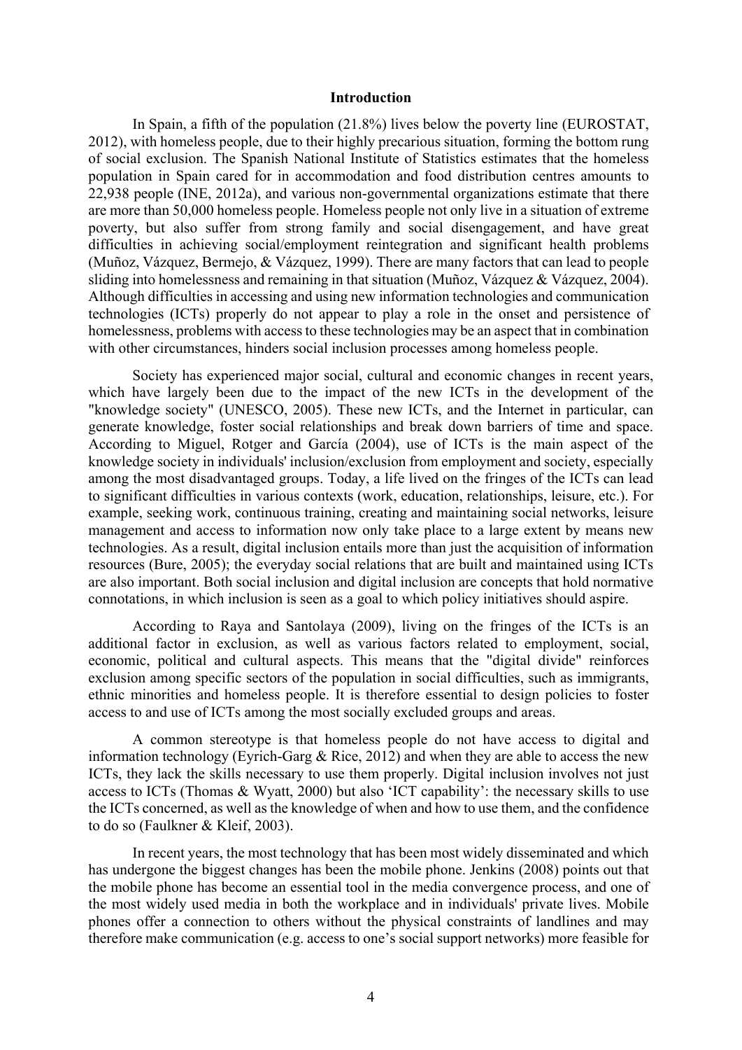## Introduction

In Spain, a fifth of the population (21.8%) lives below the poverty line (EUROSTAT, 2012), with homeless people, due to their highly precarious situation, forming the bottom rung of social exclusion. The Spanish National Institute of Statistics estimates that the homeless population in Spain cared for in accommodation and food distribution centres amounts to 22,938 people (INE, 2012a), and various non-governmental organizations estimate that there are more than 50,000 homeless people. Homeless people not only live in a situation of extreme poverty, but also suffer from strong family and social disengagement, and have great difficulties in achieving social/employment reintegration and significant health problems (Muñoz, Vázquez, Bermejo, & Vázquez, 1999). There are many factors that can lead to people sliding into homelessness and remaining in that situation (Muñoz, Vázquez & Vázquez, 2004). Although difficulties in accessing and using new information technologies and communication technologies (ICTs) properly do not appear to play a role in the onset and persistence of homelessness, problems with access to these technologies may be an aspect that in combination with other circumstances, hinders social inclusion processes among homeless people.

Society has experienced major social, cultural and economic changes in recent years, which have largely been due to the impact of the new ICTs in the development of the "knowledge society" (UNESCO, 2005). These new ICTs, and the Internet in particular, can generate knowledge, foster social relationships and break down barriers of time and space. According to Miguel, Rotger and García (2004), use of ICTs is the main aspect of the knowledge society in individuals' inclusion/exclusion from employment and society, especially among the most disadvantaged groups. Today, a life lived on the fringes of the ICTs can lead to significant difficulties in various contexts (work, education, relationships, leisure, etc.). For example, seeking work, continuous training, creating and maintaining social networks, leisure management and access to information now only take place to a large extent by means new technologies. As a result, digital inclusion entails more than just the acquisition of information resources (Bure, 2005); the everyday social relations that are built and maintained using ICTs are also important. Both social inclusion and digital inclusion are concepts that hold normative connotations, in which inclusion is seen as a goal to which policy initiatives should aspire.

According to Raya and Santolaya (2009), living on the fringes of the ICTs is an additional factor in exclusion, as well as various factors related to employment, social, economic, political and cultural aspects. This means that the "digital divide" reinforces exclusion among specific sectors of the population in social difficulties, such as immigrants, ethnic minorities and homeless people. It is therefore essential to design policies to foster access to and use of ICTs among the most socially excluded groups and areas.

A common stereotype is that homeless people do not have access to digital and information technology (Eyrich-Garg & Rice, 2012) and when they are able to access the new ICTs, they lack the skills necessary to use them properly. Digital inclusion involves not just access to ICTs (Thomas & Wyatt, 2000) but also 'ICT capability': the necessary skills to use the ICTs concerned, as well as the knowledge of when and how to use them, and the confidence to do so (Faulkner & Kleif, 2003).

In recent years, the most technology that has been most widely disseminated and which has undergone the biggest changes has been the mobile phone. Jenkins (2008) points out that the mobile phone has become an essential tool in the media convergence process, and one of the most widely used media in both the workplace and in individuals' private lives. Mobile phones offer a connection to others without the physical constraints of landlines and may therefore make communication (e.g. access to one's social support networks) more feasible for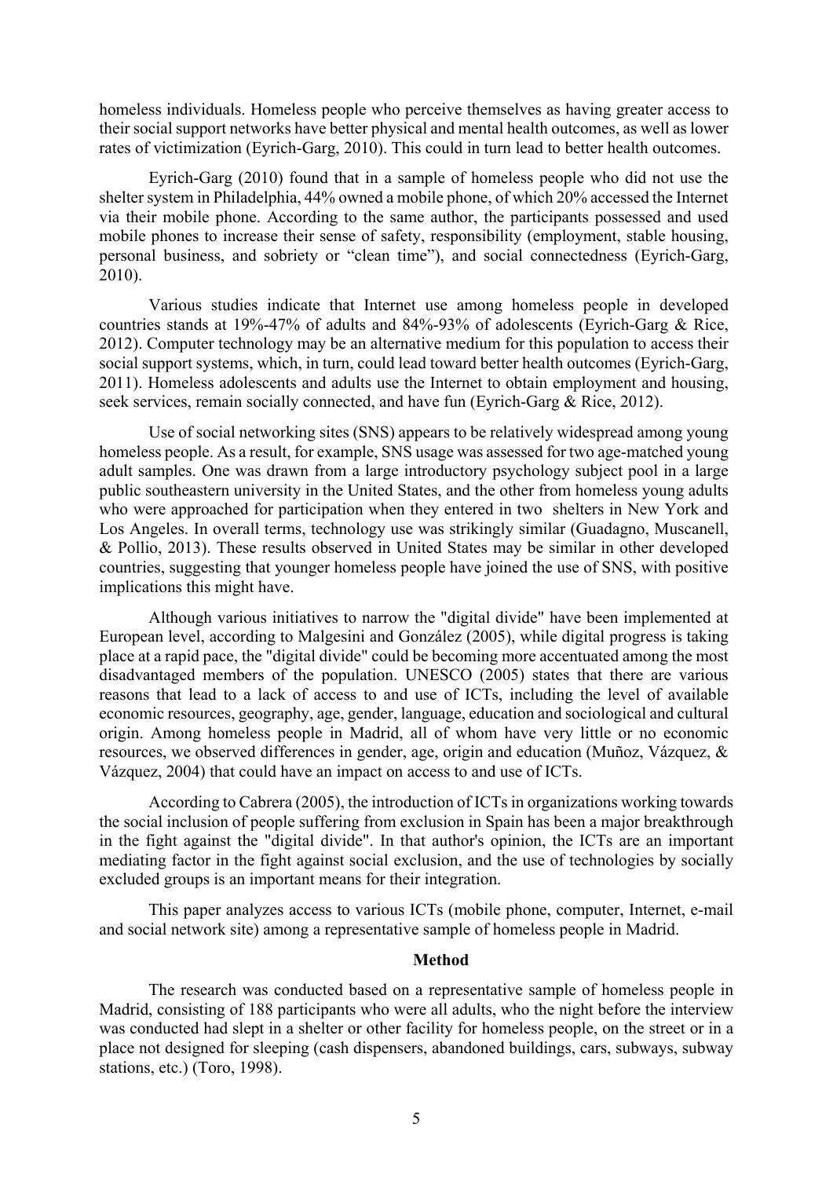homeless individuals. Homeless people who perceive themselves as having greater access to their social support networks have better physical and mental health outcomes, as well as lower rates of victimization (Eyrich-Garg, 2010). This could in turn lead to better health outcomes.

Eyrich-Garg (2010) found that in a sample of homeless people who did not use the shelter system in Philadelphia, 44% owned a mobile phone, of which 20% accessed the Internet via their mobile phone. According to the same author, the participants possessed and used mobile phones to increase their sense of safety, responsibility (employment, stable housing, personal business, and sobriety or "clean time"), and social connectedness (Eyrich-Garg, 2010).

Various studies indicate that Internet use among homeless people in developed countries stands at 19%-47% of adults and 84%-93% of adolescents (Eyrich-Garg & Rice, 2012). Computer technology may be an alternative medium for this population to access their social support systems, which, in turn, could lead toward better health outcomes (Eyrich-Garg, 2011). Homeless adolescents and adults use the Internet to obtain employment and housing, seek services, remain socially connected, and have fun (Eyrich-Garg & Rice, 2012).

Use of social networking sites (SNS) appears to be relatively widespread among young homeless people. As a result, for example, SNS usage was assessed for two age-matched young adult samples. One was drawn from a large introductory psychology subject pool in a large public southeastern university in the United States, and the other from homeless young adults who were approached for participation when they entered in two shelters in New York and Los Angeles. In overall terms, technology use was strikingly similar (Guadagno, Muscanell, & Pollio, 2013). These results observed in United States may be similar in other developed countries, suggesting that younger homeless people have joined the use of SNS, with positive implications this might have.

Although various initiatives to narrow the "digital divide" have been implemented at European level, according to Malgesini and González (2005), while digital progress is taking place at a rapid pace, the "digital divide" could be becoming more accentuated among the most disadvantaged members of the population. UNESCO (2005) states that there are various reasons that lead to a lack of access to and use of ICTs, including the level of available economic resources, geography, age, gender, language, education and sociological and cultural origin. Among homeless people in Madrid, all of whom have very little or no economic resources, we observed differences in gender, age, origin and education (Muñoz, Vázquez, & Vázquez, 2004) that could have an impact on access to and use of ICTs.

According to Cabrera (2005), the introduction of ICTs in organizations working towards the social inclusion of people suffering from exclusion in Spain has been a major breakthrough in the fight against the "digital divide". In that author's opinion, the ICTs are an important mediating factor in the fight against social exclusion, and the use of technologies by socially excluded groups is an important means for their integration.

This paper analyzes access to various ICTs (mobile phone, computer, Internet, e-mail and social network site) among a representative sample of homeless people in Madrid.

## Method

The research was conducted based on a representative sample of homeless people in Madrid, consisting of 188 participants who were all adults, who the night before the interview was conducted had slept in a shelter or other facility for homeless people, on the street or in a place not designed for sleeping (cash dispensers, abandoned buildings, cars, subways, subway stations, etc.) (Toro, 1998).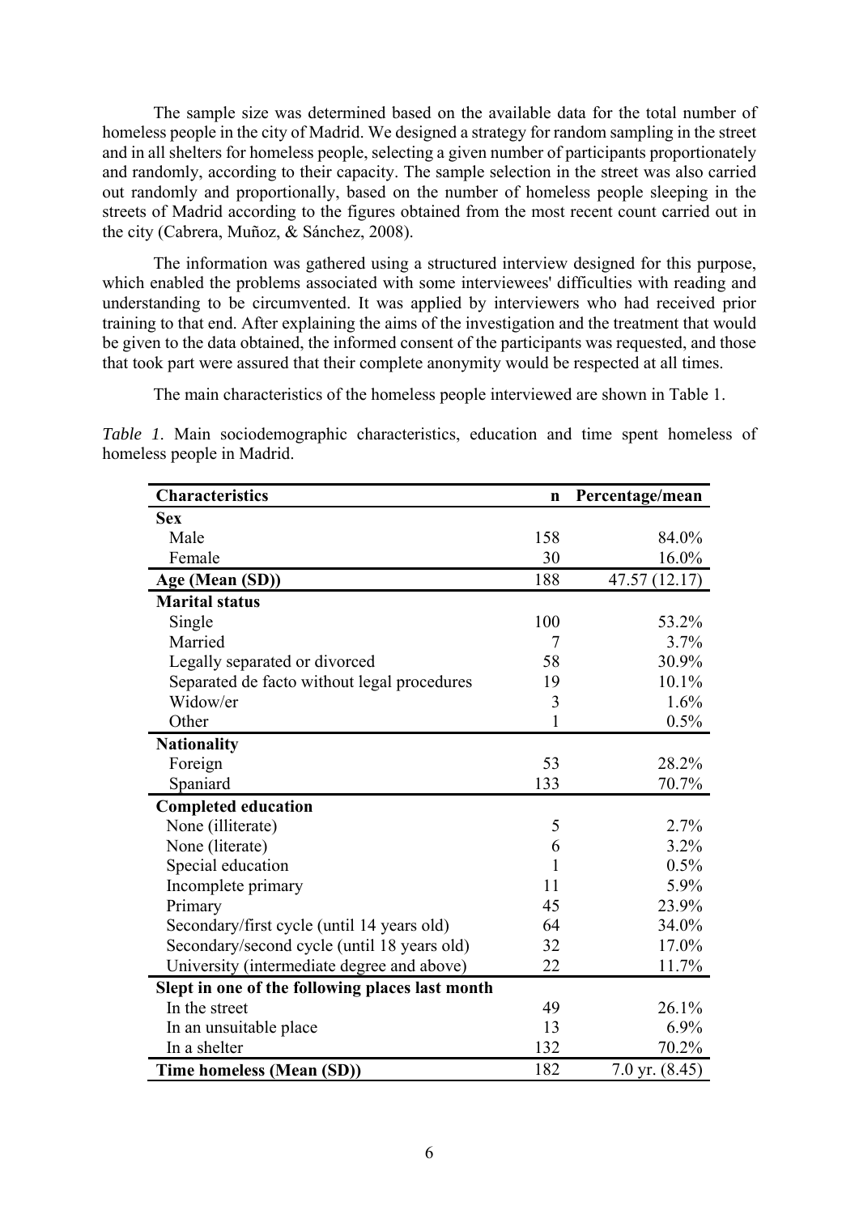The sample size was determined based on the available data for the total number of homeless people in the city of Madrid. We designed a strategy for random sampling in the street and in all shelters for homeless people, selecting a given number of participants proportionately and randomly, according to their capacity. The sample selection in the street was also carried out randomly and proportionally, based on the number of homeless people sleeping in the streets of Madrid according to the figures obtained from the most recent count carried out in the city (Cabrera, Muñoz, & Sánchez, 2008).

The information was gathered using a structured interview designed for this purpose, which enabled the problems associated with some interviewees' difficulties with reading and understanding to be circumvented. It was applied by interviewers who had received prior training to that end. After explaining the aims of the investigation and the treatment that would be given to the data obtained, the informed consent of the participants was requested, and those that took part were assured that their complete anonymity would be respected at all times.

The main characteristics of the homeless people interviewed are shown in Table 1.

*Table 1.* Main sociodemographic characteristics, education and time spent homeless of homeless people in Madrid.

| Characteristics | n | Percentage/mean |
|---|---|---|
| **Sex** | | |
| Male | 158 | 84.0% |
| Female | 30 | 16.0% |
| **Age (Mean (SD))** | 188 | 47.57 (12.17) |
| **Marital status** | | |
| Single | 100 | 53.2% |
| Married | 7 | 3.7% |
| Legally separated or divorced | 58 | 30.9% |
| Separated de facto without legal procedures | 19 | 10.1% |
| Widow/er | 3 | 1.6% |
| Other | 1 | 0.5% |
| **Nationality** | | |
| Foreign | 53 | 28.2% |
| Spaniard | 133 | 70.7% |
| **Completed education** | | |
| None (illiterate) | 5 | 2.7% |
| None (literate) | 6 | 3.2% |
| Special education | 1 | 0.5% |
| Incomplete primary | 11 | 5.9% |
| Primary | 45 | 23.9% |
| Secondary/first cycle (until 14 years old) | 64 | 34.0% |
| Secondary/second cycle (until 18 years old) | 32 | 17.0% |
| University (intermediate degree and above) | 22 | 11.7% |
| **Slept in one of the following places last month** | | |
| In the street | 49 | 26.1% |
| In an unsuitable place | 13 | 6.9% |
| In a shelter | 132 | 70.2% |
| **Time homeless (Mean (SD))** | 182 | 7.0 yr. (8.45) |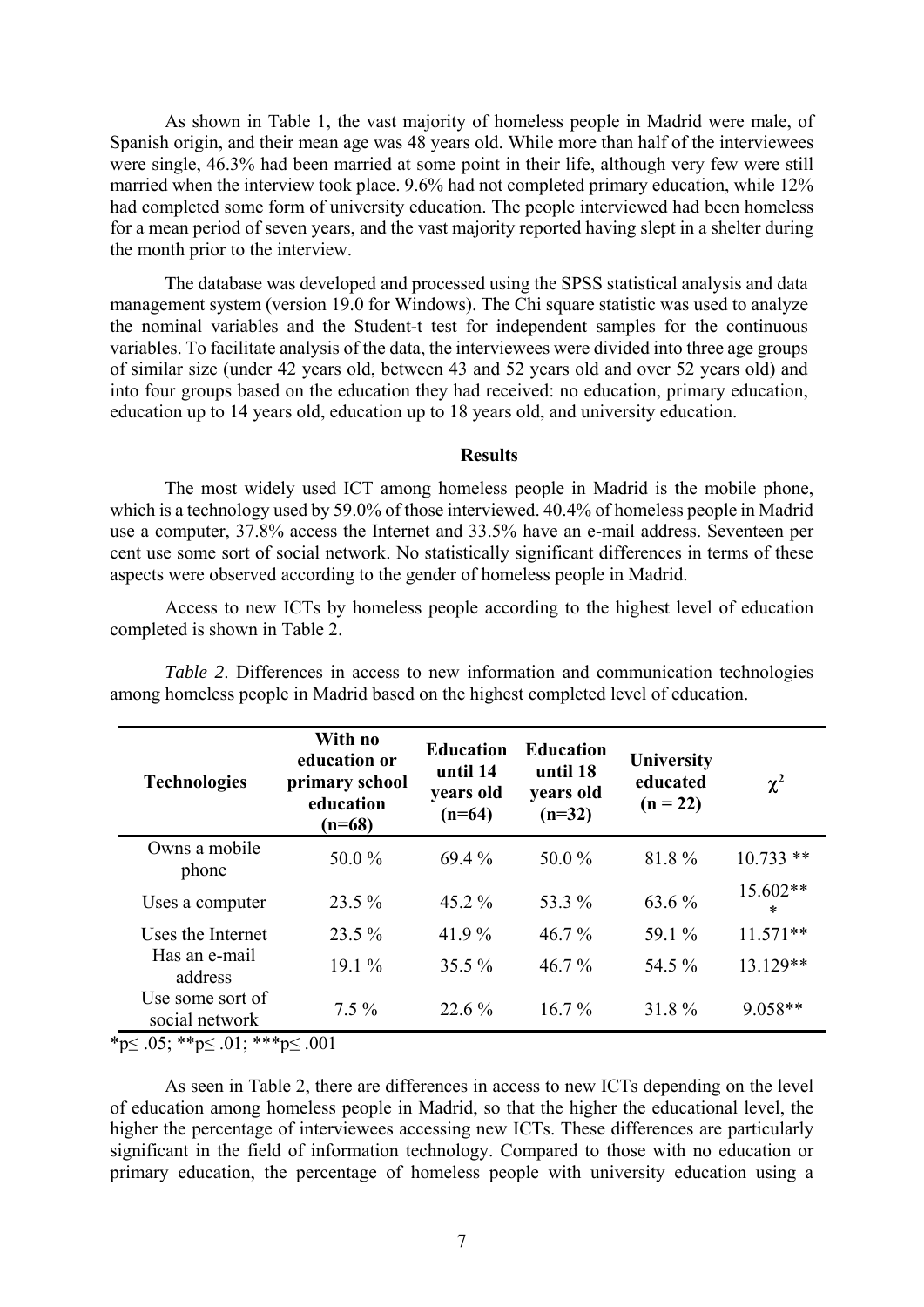As shown in Table 1, the vast majority of homeless people in Madrid were male, of Spanish origin, and their mean age was 48 years old. While more than half of the interviewees were single, 46.3% had been married at some point in their life, although very few were still married when the interview took place. 9.6% had not completed primary education, while 12% had completed some form of university education. The people interviewed had been homeless for a mean period of seven years, and the vast majority reported having slept in a shelter during the month prior to the interview.

The database was developed and processed using the SPSS statistical analysis and data management system (version 19.0 for Windows). The Chi square statistic was used to analyze the nominal variables and the Student-t test for independent samples for the continuous variables. To facilitate analysis of the data, the interviewees were divided into three age groups of similar size (under 42 years old, between 43 and 52 years old and over 52 years old) and into four groups based on the education they had received: no education, primary education, education up to 14 years old, education up to 18 years old, and university education.

## Results

The most widely used ICT among homeless people in Madrid is the mobile phone, which is a technology used by 59.0% of those interviewed. 40.4% of homeless people in Madrid use a computer, 37.8% access the Internet and 33.5% have an e-mail address. Seventeen per cent use some sort of social network. No statistically significant differences in terms of these aspects were observed according to the gender of homeless people in Madrid.

Access to new ICTs by homeless people according to the highest level of education completed is shown in Table 2.

*Table 2*. Differences in access to new information and communication technologies among homeless people in Madrid based on the highest completed level of education.

| Technologies | With no education or primary school education (n=68) | Education until 14 years old (n=64) | Education until 18 years old (n=32) | University educated (n = 22) | $\chi^2$ |
|---|---|---|---|---|---|
| Owns a mobile phone | 50.0 % | 69.4 % | 50.0 % | 81.8 % | 10.733 ** |
| Uses a computer | 23.5 % | 45.2 % | 53.3 % | 63.6 % | 15.602*** |
| Uses the Internet | 23.5 % | 41.9 % | 46.7 % | 59.1 % | 11.571** |
| Has an e-mail address | 19.1 % | 35.5 % | 46.7 % | 54.5 % | 13.129** |
| Use some sort of social network | 7.5 % | 22.6 % | 16.7 % | 31.8 % | 9.058** |

*p≤ .05; **p≤ .01; ***p≤ .001

As seen in Table 2, there are differences in access to new ICTs depending on the level of education among homeless people in Madrid, so that the higher the educational level, the higher the percentage of interviewees accessing new ICTs. These differences are particularly significant in the field of information technology. Compared to those with no education or primary education, the percentage of homeless people with university education using a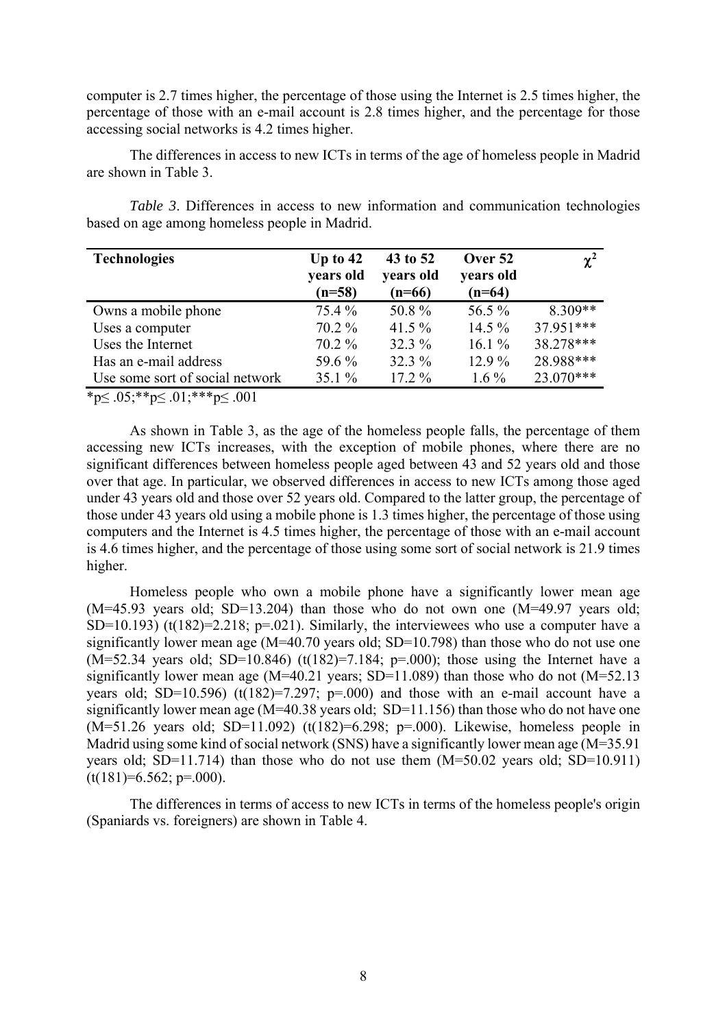computer is 2.7 times higher, the percentage of those using the Internet is 2.5 times higher, the percentage of those with an e-mail account is 2.8 times higher, and the percentage for those accessing social networks is 4.2 times higher.

The differences in access to new ICTs in terms of the age of homeless people in Madrid are shown in Table 3.

*Table 3*. Differences in access to new information and communication technologies based on age among homeless people in Madrid.

| Technologies | Up to 42 years old (n=58) | 43 to 52 years old (n=66) | Over 52 years old (n=64) | $\chi^2$ |
|---|---|---|---|---|
| Owns a mobile phone | 75.4 % | 50.8 % | 56.5 % | 8.309** |
| Uses a computer | 70.2 % | 41.5 % | 14.5 % | 37.951*** |
| Uses the Internet | 70.2 % | 32.3 % | 16.1 % | 38.278*** |
| Has an e-mail address | 59.6 % | 32.3 % | 12.9 % | 28.988*** |
| Use some sort of social network | 35.1 % | 17.2 % | 1.6 % | 23.070*** |

*$p \leq .05$;**$p \leq .01$;***$p \leq .001$

As shown in Table 3, as the age of the homeless people falls, the percentage of them accessing new ICTs increases, with the exception of mobile phones, where there are no significant differences between homeless people aged between 43 and 52 years old and those over that age. In particular, we observed differences in access to new ICTs among those aged under 43 years old and those over 52 years old. Compared to the latter group, the percentage of those under 43 years old using a mobile phone is 1.3 times higher, the percentage of those using computers and the Internet is 4.5 times higher, the percentage of those with an e-mail account is 4.6 times higher, and the percentage of those using some sort of social network is 21.9 times higher.

Homeless people who own a mobile phone have a significantly lower mean age (M=45.93 years old; SD=13.204) than those who do not own one (M=49.97 years old; SD=10.193) ($t(182)=2.218$; $p=.021$). Similarly, the interviewees who use a computer have a significantly lower mean age (M=40.70 years old; SD=10.798) than those who do not use one (M=52.34 years old; SD=10.846) ($t(182)=7.184$; $p=.000$); those using the Internet have a significantly lower mean age (M=40.21 years; SD=11.089) than those who do not (M=52.13 years old; SD=10.596) ($t(182)=7.297$; $p=.000$) and those with an e-mail account have a significantly lower mean age (M=40.38 years old; SD=11.156) than those who do not have one (M=51.26 years old; SD=11.092) ($t(182)=6.298$; $p=.000$). Likewise, homeless people in Madrid using some kind of social network (SNS) have a significantly lower mean age (M=35.91 years old; SD=11.714) than those who do not use them (M=50.02 years old; SD=10.911) ($t(181)=6.562$; $p=.000$).

The differences in terms of access to new ICTs in terms of the homeless people's origin (Spaniards vs. foreigners) are shown in Table 4.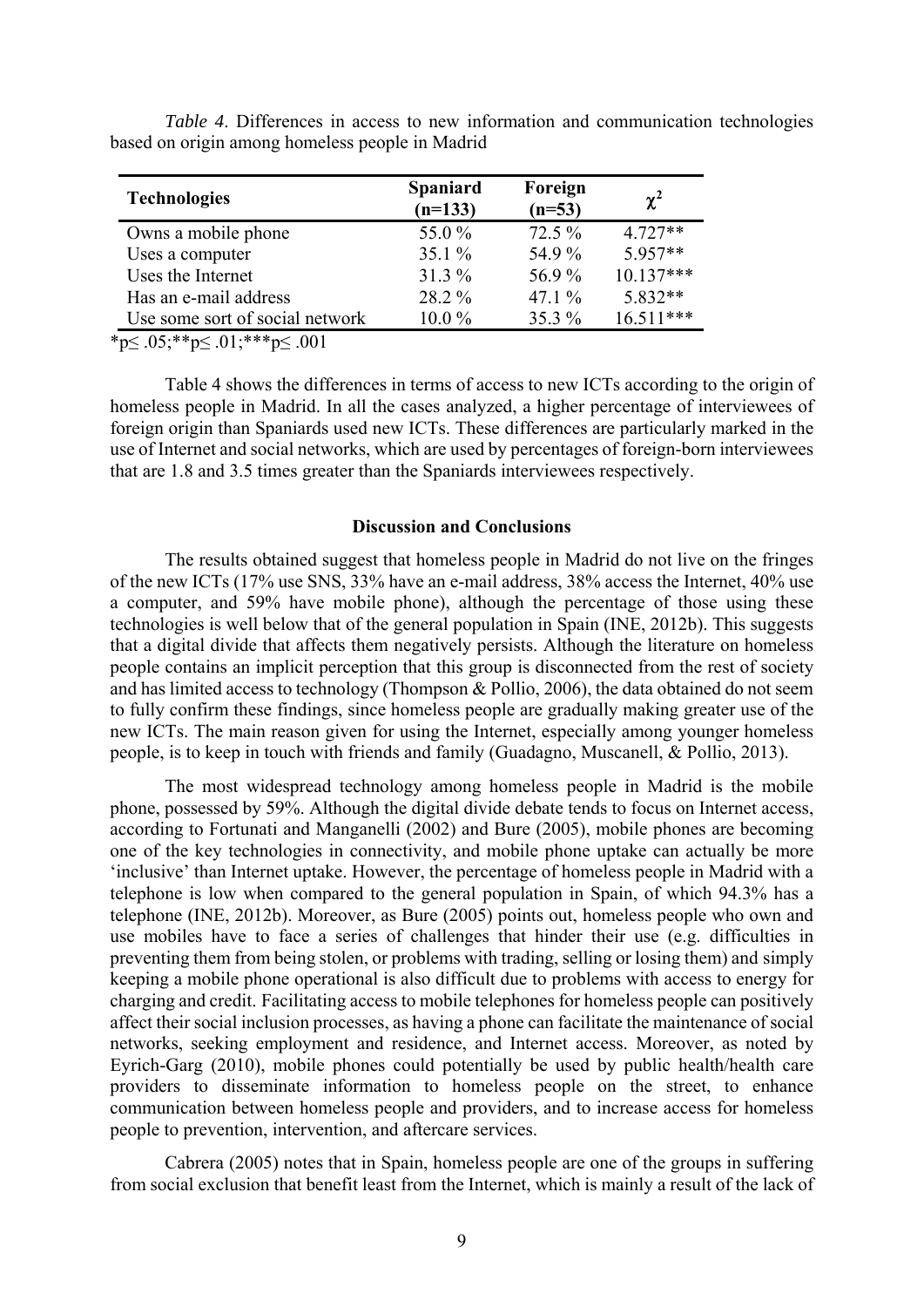*Table 4*. Differences in access to new information and communication technologies based on origin among homeless people in Madrid

| Technologies | Spaniard (n=133) | Foreign (n=53) | $\chi^2$ |
|---|---|---|---|
| Owns a mobile phone | 55.0 % | 72.5 % | 4.727** |
| Uses a computer | 35.1 % | 54.9 % | 5.957** |
| Uses the Internet | 31.3 % | 56.9 % | 10.137*** |
| Has an e-mail address | 28.2 % | 47.1 % | 5.832** |
| Use some sort of social network | 10.0 % | 35.3 % | 16.511*** |

*$p \leq .05$;**$p \leq .01$;***$p \leq .001$

Table 4 shows the differences in terms of access to new ICTs according to the origin of homeless people in Madrid. In all the cases analyzed, a higher percentage of interviewees of foreign origin than Spaniards used new ICTs. These differences are particularly marked in the use of Internet and social networks, which are used by percentages of foreign-born interviewees that are 1.8 and 3.5 times greater than the Spaniards interviewees respectively.

## Discussion and Conclusions

The results obtained suggest that homeless people in Madrid do not live on the fringes of the new ICTs (17% use SNS, 33% have an e-mail address, 38% access the Internet, 40% use a computer, and 59% have mobile phone), although the percentage of those using these technologies is well below that of the general population in Spain (INE, 2012b). This suggests that a digital divide that affects them negatively persists. Although the literature on homeless people contains an implicit perception that this group is disconnected from the rest of society and has limited access to technology (Thompson & Pollio, 2006), the data obtained do not seem to fully confirm these findings, since homeless people are gradually making greater use of the new ICTs. The main reason given for using the Internet, especially among younger homeless people, is to keep in touch with friends and family (Guadagno, Muscanell, & Pollio, 2013).

The most widespread technology among homeless people in Madrid is the mobile phone, possessed by 59%. Although the digital divide debate tends to focus on Internet access, according to Fortunati and Manganelli (2002) and Bure (2005), mobile phones are becoming one of the key technologies in connectivity, and mobile phone uptake can actually be more 'inclusive' than Internet uptake. However, the percentage of homeless people in Madrid with a telephone is low when compared to the general population in Spain, of which 94.3% has a telephone (INE, 2012b). Moreover, as Bure (2005) points out, homeless people who own and use mobiles have to face a series of challenges that hinder their use (e.g. difficulties in preventing them from being stolen, or problems with trading, selling or losing them) and simply keeping a mobile phone operational is also difficult due to problems with access to energy for charging and credit. Facilitating access to mobile telephones for homeless people can positively affect their social inclusion processes, as having a phone can facilitate the maintenance of social networks, seeking employment and residence, and Internet access. Moreover, as noted by Eyrich-Garg (2010), mobile phones could potentially be used by public health/health care providers to disseminate information to homeless people on the street, to enhance communication between homeless people and providers, and to increase access for homeless people to prevention, intervention, and aftercare services.

Cabrera (2005) notes that in Spain, homeless people are one of the groups in suffering from social exclusion that benefit least from the Internet, which is mainly a result of the lack of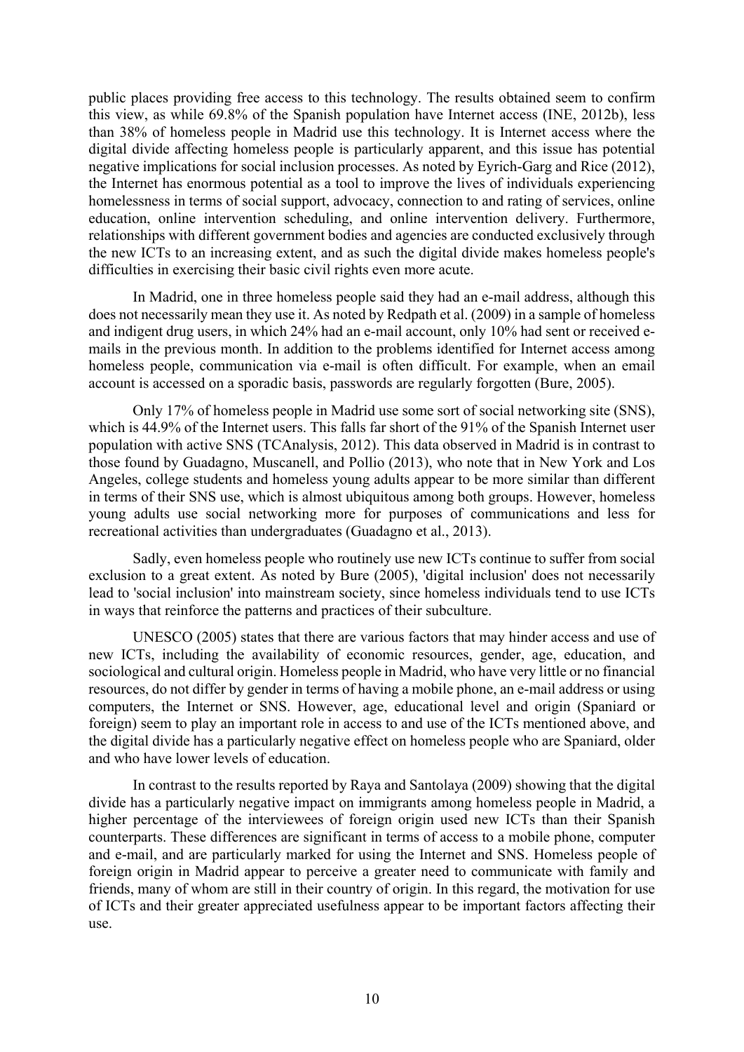public places providing free access to this technology. The results obtained seem to confirm this view, as while 69.8% of the Spanish population have Internet access (INE, 2012b), less than 38% of homeless people in Madrid use this technology. It is Internet access where the digital divide affecting homeless people is particularly apparent, and this issue has potential negative implications for social inclusion processes. As noted by Eyrich-Garg and Rice (2012), the Internet has enormous potential as a tool to improve the lives of individuals experiencing homelessness in terms of social support, advocacy, connection to and rating of services, online education, online intervention scheduling, and online intervention delivery. Furthermore, relationships with different government bodies and agencies are conducted exclusively through the new ICTs to an increasing extent, and as such the digital divide makes homeless people's difficulties in exercising their basic civil rights even more acute.

In Madrid, one in three homeless people said they had an e-mail address, although this does not necessarily mean they use it. As noted by Redpath et al. (2009) in a sample of homeless and indigent drug users, in which 24% had an e-mail account, only 10% had sent or received e-mails in the previous month. In addition to the problems identified for Internet access among homeless people, communication via e-mail is often difficult. For example, when an email account is accessed on a sporadic basis, passwords are regularly forgotten (Bure, 2005).

Only 17% of homeless people in Madrid use some sort of social networking site (SNS), which is 44.9% of the Internet users. This falls far short of the 91% of the Spanish Internet user population with active SNS (TCAnalysis, 2012). This data observed in Madrid is in contrast to those found by Guadagno, Muscanell, and Pollio (2013), who note that in New York and Los Angeles, college students and homeless young adults appear to be more similar than different in terms of their SNS use, which is almost ubiquitous among both groups. However, homeless young adults use social networking more for purposes of communications and less for recreational activities than undergraduates (Guadagno et al., 2013).

Sadly, even homeless people who routinely use new ICTs continue to suffer from social exclusion to a great extent. As noted by Bure (2005), 'digital inclusion' does not necessarily lead to 'social inclusion' into mainstream society, since homeless individuals tend to use ICTs in ways that reinforce the patterns and practices of their subculture.

UNESCO (2005) states that there are various factors that may hinder access and use of new ICTs, including the availability of economic resources, gender, age, education, and sociological and cultural origin. Homeless people in Madrid, who have very little or no financial resources, do not differ by gender in terms of having a mobile phone, an e-mail address or using computers, the Internet or SNS. However, age, educational level and origin (Spaniard or foreign) seem to play an important role in access to and use of the ICTs mentioned above, and the digital divide has a particularly negative effect on homeless people who are Spaniard, older and who have lower levels of education.

In contrast to the results reported by Raya and Santolaya (2009) showing that the digital divide has a particularly negative impact on immigrants among homeless people in Madrid, a higher percentage of the interviewees of foreign origin used new ICTs than their Spanish counterparts. These differences are significant in terms of access to a mobile phone, computer and e-mail, and are particularly marked for using the Internet and SNS. Homeless people of foreign origin in Madrid appear to perceive a greater need to communicate with family and friends, many of whom are still in their country of origin. In this regard, the motivation for use of ICTs and their greater appreciated usefulness appear to be important factors affecting their use.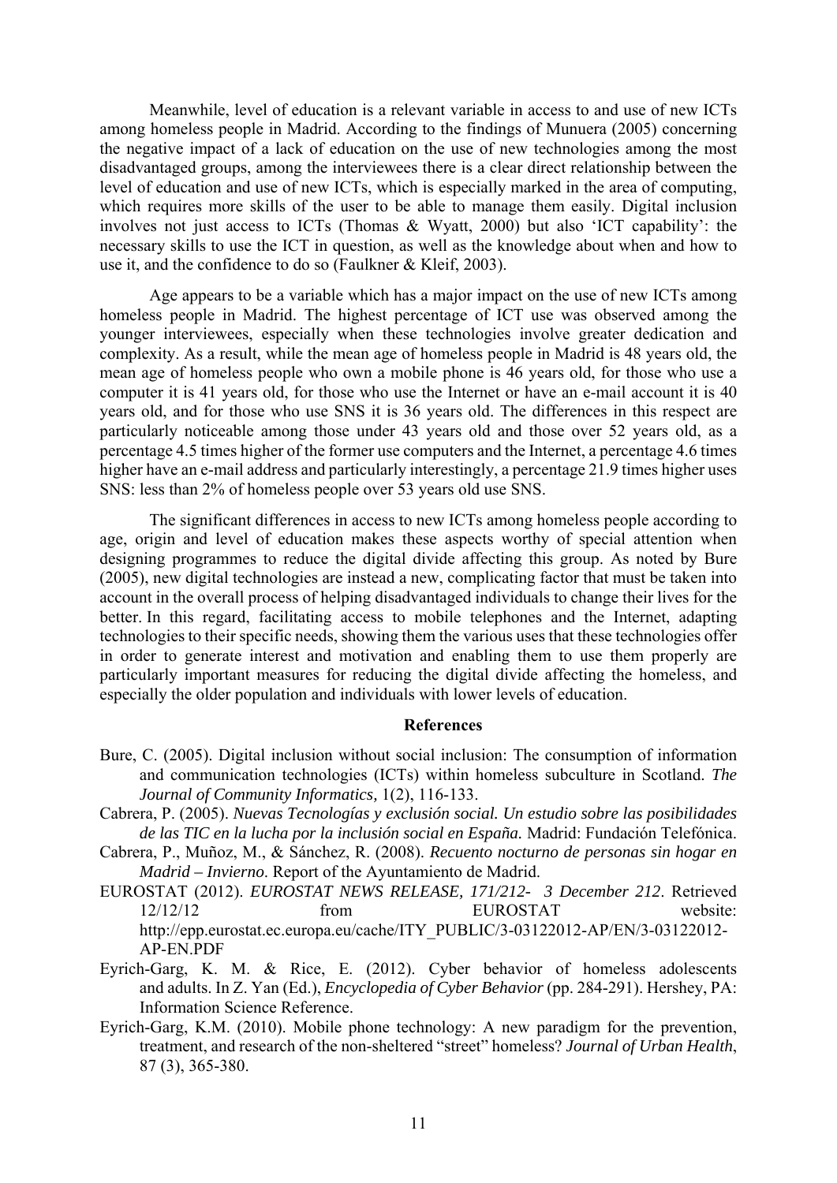Meanwhile, level of education is a relevant variable in access to and use of new ICTs among homeless people in Madrid. According to the findings of Munuera (2005) concerning the negative impact of a lack of education on the use of new technologies among the most disadvantaged groups, among the interviewees there is a clear direct relationship between the level of education and use of new ICTs, which is especially marked in the area of computing, which requires more skills of the user to be able to manage them easily. Digital inclusion involves not just access to ICTs (Thomas & Wyatt, 2000) but also 'ICT capability': the necessary skills to use the ICT in question, as well as the knowledge about when and how to use it, and the confidence to do so (Faulkner & Kleif, 2003).

Age appears to be a variable which has a major impact on the use of new ICTs among homeless people in Madrid. The highest percentage of ICT use was observed among the younger interviewees, especially when these technologies involve greater dedication and complexity. As a result, while the mean age of homeless people in Madrid is 48 years old, the mean age of homeless people who own a mobile phone is 46 years old, for those who use a computer it is 41 years old, for those who use the Internet or have an e-mail account it is 40 years old, and for those who use SNS it is 36 years old. The differences in this respect are particularly noticeable among those under 43 years old and those over 52 years old, as a percentage 4.5 times higher of the former use computers and the Internet, a percentage 4.6 times higher have an e-mail address and particularly interestingly, a percentage 21.9 times higher uses SNS: less than 2% of homeless people over 53 years old use SNS.

The significant differences in access to new ICTs among homeless people according to age, origin and level of education makes these aspects worthy of special attention when designing programmes to reduce the digital divide affecting this group. As noted by Bure (2005), new digital technologies are instead a new, complicating factor that must be taken into account in the overall process of helping disadvantaged individuals to change their lives for the better. In this regard, facilitating access to mobile telephones and the Internet, adapting technologies to their specific needs, showing them the various uses that these technologies offer in order to generate interest and motivation and enabling them to use them properly are particularly important measures for reducing the digital divide affecting the homeless, and especially the older population and individuals with lower levels of education.

## References

Bure, C. (2005). Digital inclusion without social inclusion: The consumption of information and communication technologies (ICTs) within homeless subculture in Scotland. *The Journal of Community Informatics,* 1(2), 116-133.

Cabrera, P. (2005). *Nuevas Tecnologías y exclusión social. Un estudio sobre las posibilidades de las TIC en la lucha por la inclusión social en España.* Madrid: Fundación Telefónica.

Cabrera, P., Muñoz, M., & Sánchez, R. (2008). *Recuento nocturno de personas sin hogar en Madrid – Invierno*. Report of the Ayuntamiento de Madrid.

EUROSTAT (2012). *EUROSTAT NEWS RELEASE, 171/212- 3 December 212*. Retrieved 12/12/12 from EUROSTAT website: http://epp.eurostat.ec.europa.eu/cache/ITY_PUBLIC/3-03122012-AP/EN/3-03122012-AP-EN.PDF

Eyrich-Garg, K. M. & Rice, E. (2012). Cyber behavior of homeless adolescents and adults. In Z. Yan (Ed.), *Encyclopedia of Cyber Behavior* (pp. 284-291). Hershey, PA: Information Science Reference.

Eyrich-Garg, K.M. (2010). Mobile phone technology: A new paradigm for the prevention, treatment, and research of the non-sheltered "street" homeless? *Journal of Urban Health*, 87 (3), 365-380.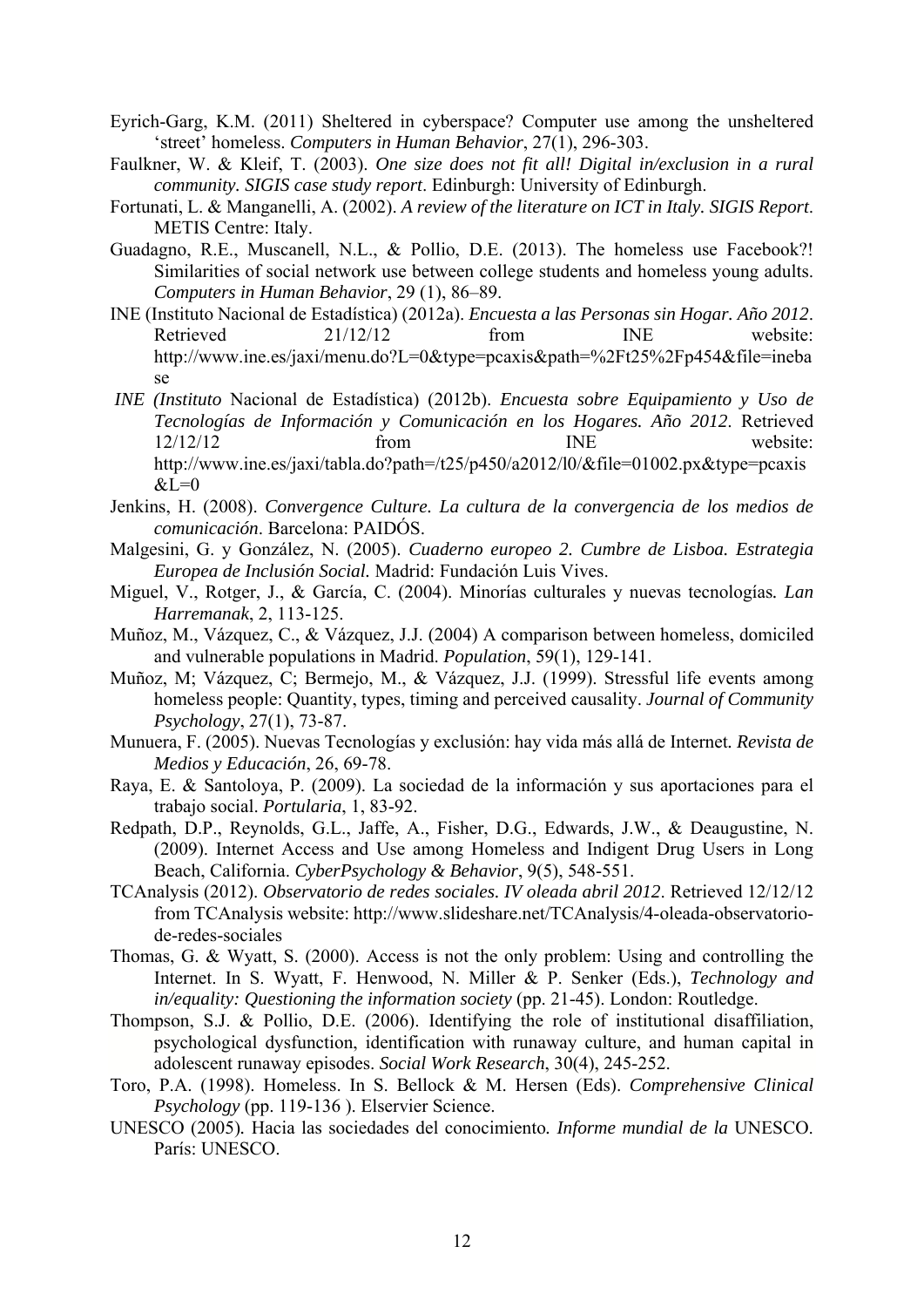Eyrich-Garg, K.M. (2011) Sheltered in cyberspace? Computer use among the unsheltered 'street' homeless. *Computers in Human Behavior*, 27(1), 296-303.

Faulkner, W. & Kleif, T. (2003). *One size does not fit all! Digital in/exclusion in a rural community. SIGIS case study report*. Edinburgh: University of Edinburgh.

Fortunati, L. & Manganelli, A. (2002). *A review of the literature on ICT in Italy. SIGIS Report*. METIS Centre: Italy.

Guadagno, R.E., Muscanell, N.L., & Pollio, D.E. (2013). The homeless use Facebook?! Similarities of social network use between college students and homeless young adults. *Computers in Human Behavior*, 29 (1), 86–89.

INE (Instituto Nacional de Estadística) (2012a). *Encuesta a las Personas sin Hogar. Año 2012*. Retrieved 21/12/12 from INE website: http://www.ine.es/jaxi/menu.do?L=0&type=pcaxis&path=%2Ft25%2Fp454&file=inebase

*INE (Instituto* Nacional de Estadística) (2012b). *Encuesta sobre Equipamiento y Uso de Tecnologías de Información y Comunicación en los Hogares. Año 2012*. Retrieved 12/12/12 from INE website: http://www.ine.es/jaxi/tabla.do?path=/t25/p450/a2012/l0/&file=01002.px&type=pcaxis&L=0

Jenkins, H. (2008). *Convergence Culture. La cultura de la convergencia de los medios de comunicación*. Barcelona: PAIDÓS.

Malgesini, G. y González, N. (2005). *Cuaderno europeo 2. Cumbre de Lisboa. Estrategia Europea de Inclusión Social.* Madrid: Fundación Luis Vives.

Miguel, V., Rotger, J., & García, C. (2004). Minorías culturales y nuevas tecnologías*. Lan Harremanak*, 2, 113-125.

Muñoz, M., Vázquez, C., & Vázquez, J.J. (2004) A comparison between homeless, domiciled and vulnerable populations in Madrid. *Population*, 59(1), 129-141.

Muñoz, M; Vázquez, C; Bermejo, M., & Vázquez, J.J. (1999). Stressful life events among homeless people: Quantity, types, timing and perceived causality. *Journal of Community Psychology*, 27(1), 73-87.

Munuera, F. (2005). Nuevas Tecnologías y exclusión: hay vida más allá de Internet*. Revista de Medios y Educación*, 26, 69-78.

Raya, E. & Santoloya, P. (2009). La sociedad de la información y sus aportaciones para el trabajo social. *Portularia*, 1, 83-92.

Redpath, D.P., Reynolds, G.L., Jaffe, A., Fisher, D.G., Edwards, J.W., & Deaugustine, N. (2009). Internet Access and Use among Homeless and Indigent Drug Users in Long Beach, California. *CyberPsychology & Behavior*, 9(5), 548-551.

TCAnalysis (2012). *Observatorio de redes sociales. IV oleada abril 2012*. Retrieved 12/12/12 from TCAnalysis website: http://www.slideshare.net/TCAnalysis/4-oleada-observatorio-de-redes-sociales

Thomas, G. & Wyatt, S. (2000). Access is not the only problem: Using and controlling the Internet. In S. Wyatt, F. Henwood, N. Miller & P. Senker (Eds.), *Technology and in/equality: Questioning the information society* (pp. 21-45). London: Routledge.

Thompson, S.J. & Pollio, D.E. (2006). Identifying the role of institutional disaffiliation, psychological dysfunction, identification with runaway culture, and human capital in adolescent runaway episodes. *Social Work Research*, 30(4), 245-252.

Toro, P.A. (1998). Homeless. In S. Bellock & M. Hersen (Eds). *Comprehensive Clinical Psychology* (pp. 119-136 ). Elservier Science.

UNESCO (2005)*.* Hacia las sociedades del conocimiento*. Informe mundial de la* UNESCO. París: UNESCO.